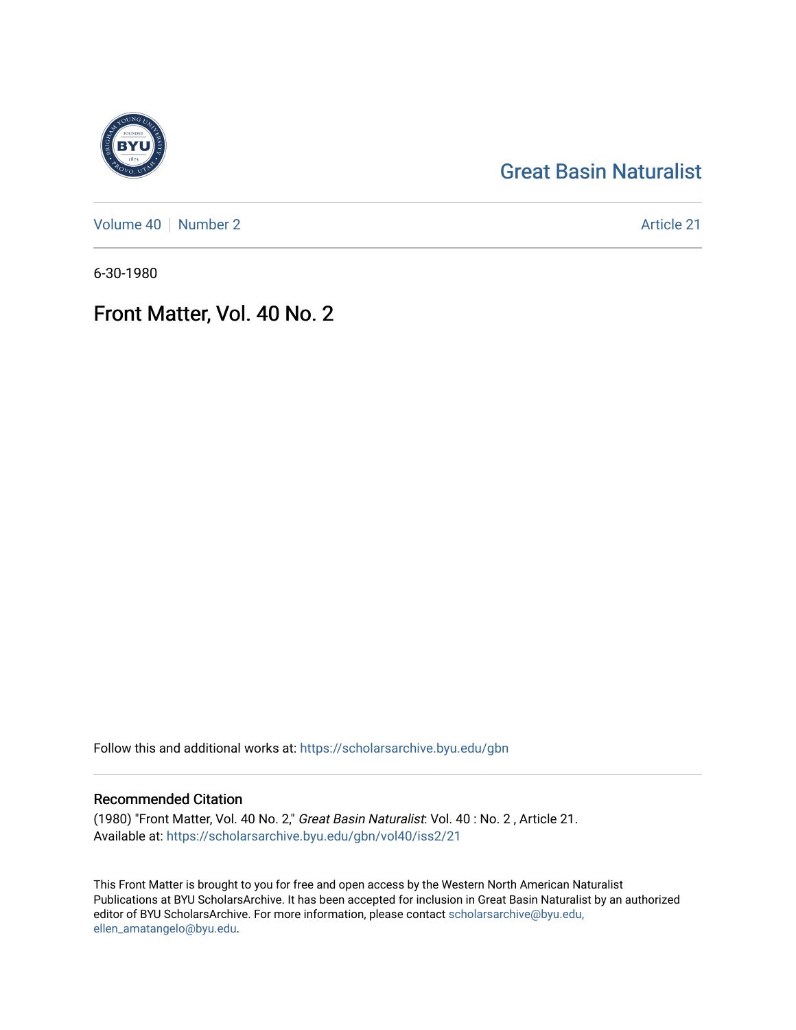Great Basin Naturalist

Volume 40 | Number 2 Article 21

6-30-1980

# Front Matter, Vol. 40 No. 2

Follow this and additional works at: https://scholarsarchive.byu.edu/gbn

## Recommended Citation

(1980) "Front Matter, Vol. 40 No. 2," *Great Basin Naturalist*: Vol. 40 : No. 2 , Article 21.
Available at: https://scholarsarchive.byu.edu/gbn/vol40/iss2/21

This Front Matter is brought to you for free and open access by the Western North American Naturalist Publications at BYU ScholarsArchive. It has been accepted for inclusion in Great Basin Naturalist by an authorized editor of BYU ScholarsArchive. For more information, please contact scholarsarchive@byu.edu, ellen_amatangelo@byu.edu.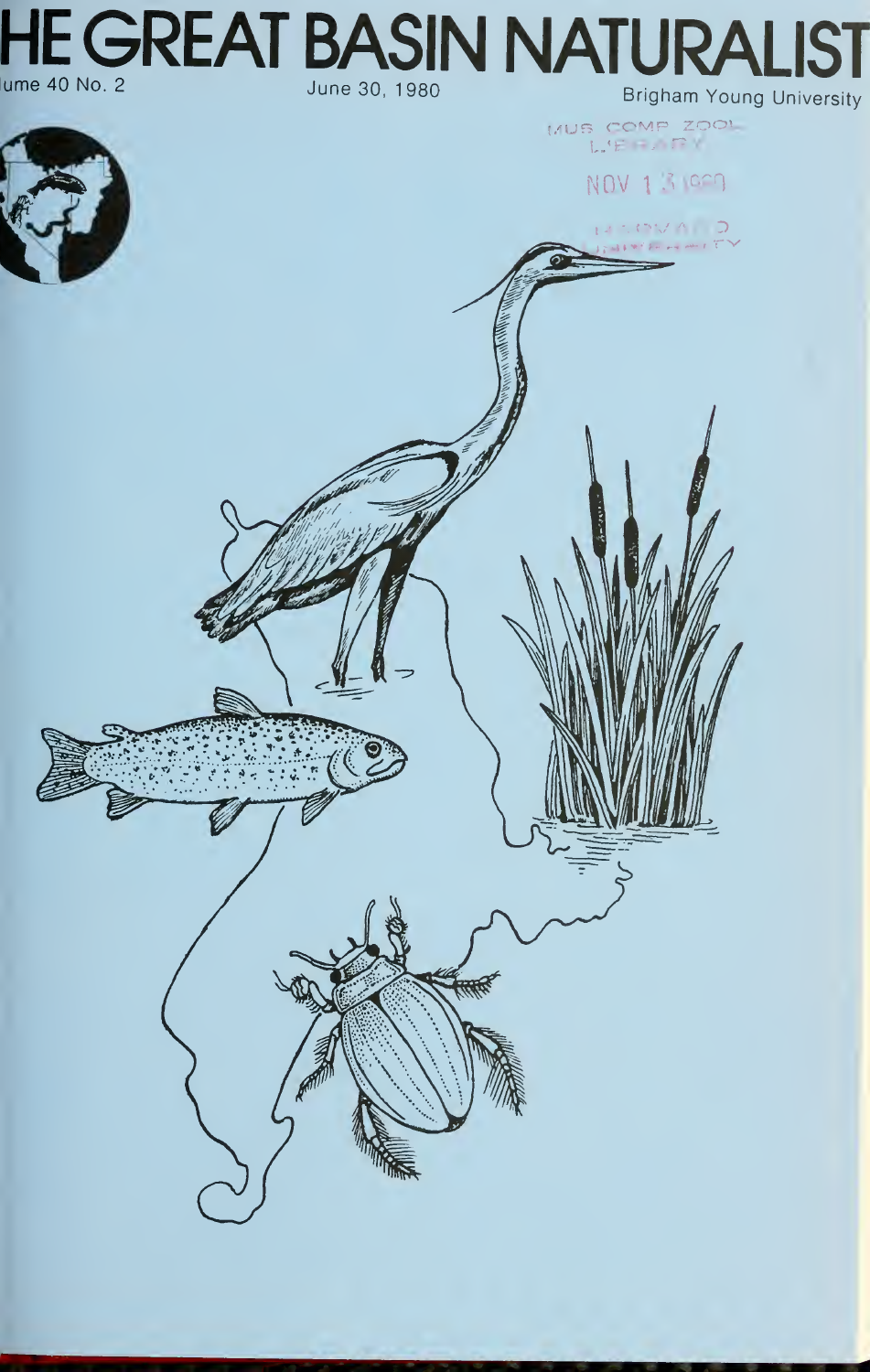# THE GREAT BASIN NATURALIST

Volume 40 No. 2 June 30, 1980 Brigham Young University

MUS. COMP. ZOOL. LIBRARY

NOV 13 1980

HARVARD UNIVERSITY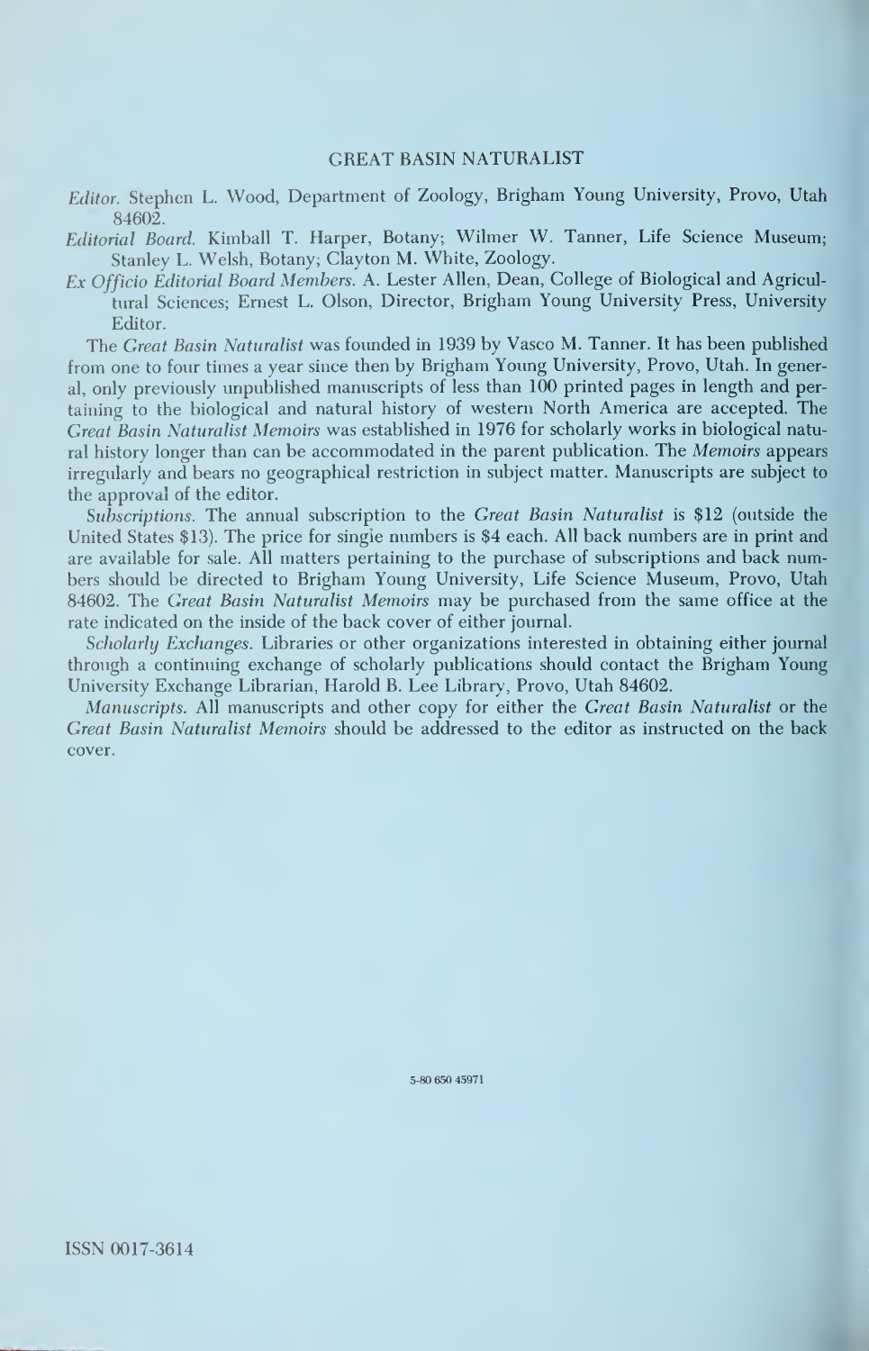# GREAT BASIN NATURALIST

*Editor.* Stephen L. Wood, Department of Zoology, Brigham Young University, Provo, Utah 84602.

*Editorial Board.* Kimball T. Harper, Botany; Wilmer W. Tanner, Life Science Museum; Stanley L. Welsh, Botany; Clayton M. White, Zoology.

*Ex Officio Editorial Board Members.* A. Lester Allen, Dean, College of Biological and Agricultural Sciences; Ernest L. Olson, Director, Brigham Young University Press, University Editor.

The *Great Basin Naturalist* was founded in 1939 by Vasco M. Tanner. It has been published from one to four times a year since then by Brigham Young University, Provo, Utah. In general, only previously unpublished manuscripts of less than 100 printed pages in length and pertaining to the biological and natural history of western North America are accepted. The *Great Basin Naturalist Memoirs* was established in 1976 for scholarly works in biological natural history longer than can be accommodated in the parent publication. The *Memoirs* appears irregularly and bears no geographical restriction in subject matter. Manuscripts are subject to the approval of the editor.

*Subscriptions.* The annual subscription to the *Great Basin Naturalist* is $12 (outside the United States $13). The price for single numbers is $4 each. All back numbers are in print and are available for sale. All matters pertaining to the purchase of subscriptions and back numbers should be directed to Brigham Young University, Life Science Museum, Provo, Utah 84602. The *Great Basin Naturalist Memoirs* may be purchased from the same office at the rate indicated on the inside of the back cover of either journal.

*Scholarly Exchanges.* Libraries or other organizations interested in obtaining either journal through a continuing exchange of scholarly publications should contact the Brigham Young University Exchange Librarian, Harold B. Lee Library, Provo, Utah 84602.

*Manuscripts.* All manuscripts and other copy for either the *Great Basin Naturalist* or the *Great Basin Naturalist Memoirs* should be addressed to the editor as instructed on the back cover.

5-80 650 45971

ISSN 0017-3614